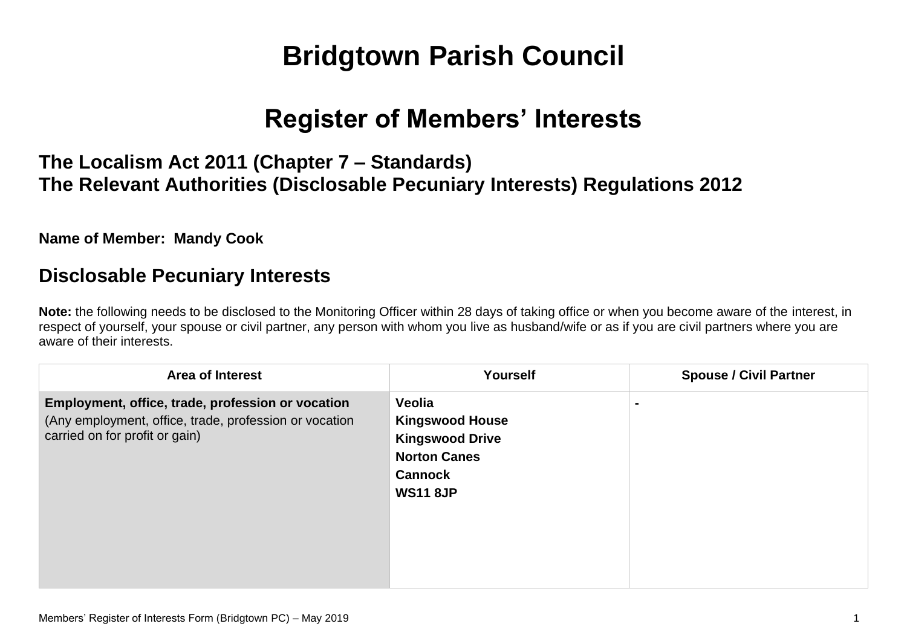# Bridgtown Parish Council

# Register of Members' Interests

### The Localism Act 2011 (Chapter 7 – Standards)
### The Relevant Authorities (Disclosable Pecuniary Interests) Regulations 2012

**Name of Member: Mandy Cook**

## Disclosable Pecuniary Interests

**Note:** the following needs to be disclosed to the Monitoring Officer within 28 days of taking office or when you become aware of the interest, in respect of yourself, your spouse or civil partner, any person with whom you live as husband/wife or as if you are civil partners where you are aware of their interests.

| Area of Interest | Yourself | Spouse / Civil Partner |
|---|---|---|
| **Employment, office, trade, profession or vocation**<br>(Any employment, office, trade, profession or vocation carried on for profit or gain) | **Veolia**<br>**Kingswood House**<br>**Kingswood Drive**<br>**Norton Canes**<br>**Cannock**<br>**WS11 8JP** | - |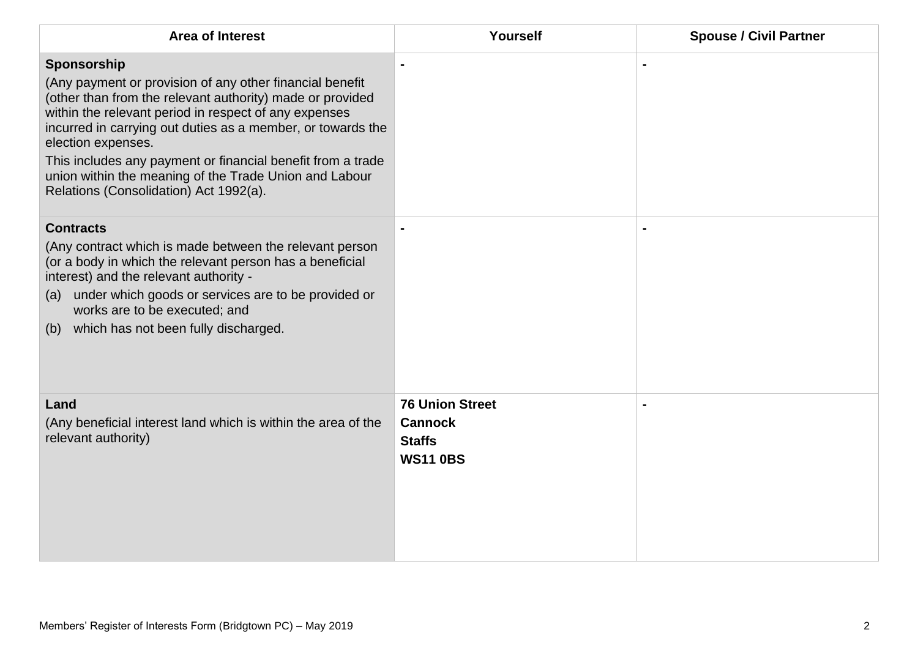| Area of Interest | Yourself | Spouse / Civil Partner |
|---|---|---|
| **Sponsorship**<br>(Any payment or provision of any other financial benefit (other than from the relevant authority) made or provided within the relevant period in respect of any expenses incurred in carrying out duties as a member, or towards the election expenses.<br>This includes any payment or financial benefit from a trade union within the meaning of the Trade Union and Labour Relations (Consolidation) Act 1992(a). | - | - |
| **Contracts**<br>(Any contract which is made between the relevant person (or a body in which the relevant person has a beneficial interest) and the relevant authority -<br>(a) under which goods or services are to be provided or works are to be executed; and<br>(b) which has not been fully discharged. | - | - |
| **Land**<br>(Any beneficial interest land which is within the area of the relevant authority) | **76 Union Street**<br>**Cannock**<br>**Staffs**<br>**WS11 0BS** | - |

Members' Register of Interests Form (Bridgtown PC) – May 2019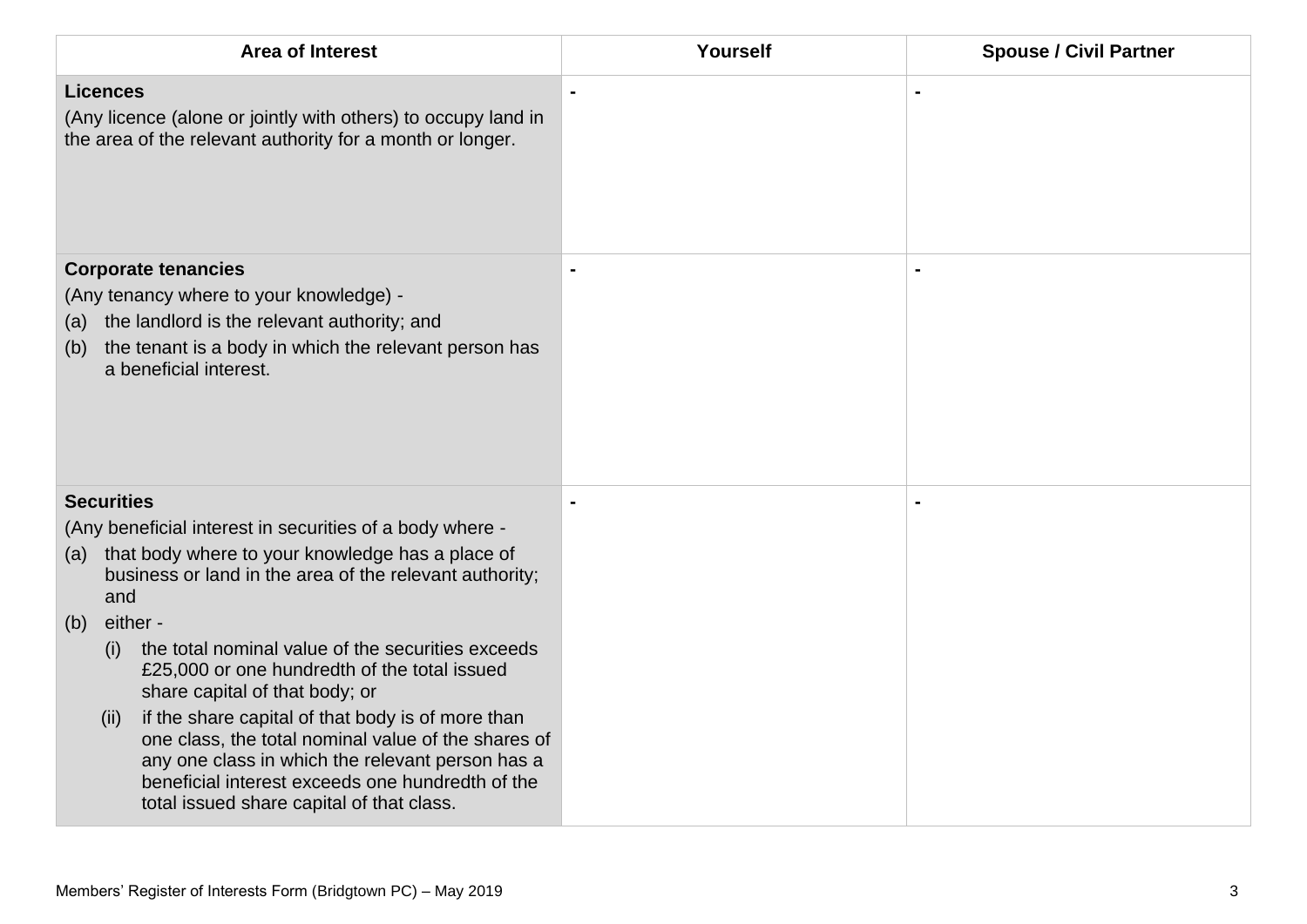| Area of Interest | Yourself | Spouse / Civil Partner |
|---|---|---|
| **Licences**<br>(Any licence (alone or jointly with others) to occupy land in the area of the relevant authority for a month or longer. | - | - |
| **Corporate tenancies**<br>(Any tenancy where to your knowledge) -<br>(a) the landlord is the relevant authority; and<br>(b) the tenant is a body in which the relevant person has a beneficial interest. | - | - |
| **Securities**<br>(Any beneficial interest in securities of a body where -<br>(a) that body where to your knowledge has a place of business or land in the area of the relevant authority; and<br>(b) either -<br>(i) the total nominal value of the securities exceeds £25,000 or one hundredth of the total issued share capital of that body; or<br>(ii) if the share capital of that body is of more than one class, the total nominal value of the shares of any one class in which the relevant person has a beneficial interest exceeds one hundredth of the total issued share capital of that class. | - | - |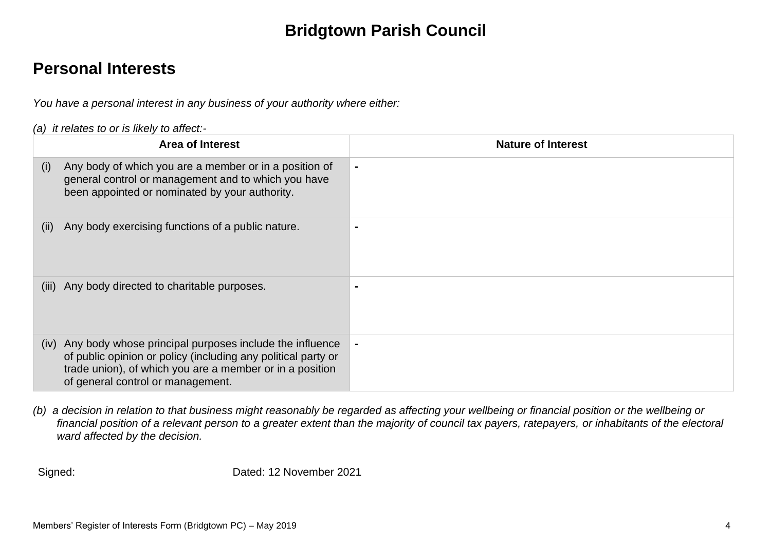# Bridgtown Parish Council

## Personal Interests

*You have a personal interest in any business of your authority where either:*

*(a) it relates to or is likely to affect:-*

| Area of Interest | Nature of Interest |
|---|---|
| (i) Any body of which you are a member or in a position of general control or management and to which you have been appointed or nominated by your authority. | - |
| (ii) Any body exercising functions of a public nature. | - |
| (iii) Any body directed to charitable purposes. | - |
| (iv) Any body whose principal purposes include the influence of public opinion or policy (including any political party or trade union), of which you are a member or in a position of general control or management. | - |

*(b) a decision in relation to that business might reasonably be regarded as affecting your wellbeing or financial position or the wellbeing or financial position of a relevant person to a greater extent than the majority of council tax payers, ratepayers, or inhabitants of the electoral ward affected by the decision.*

Signed: Dated: 12 November 2021

Members' Register of Interests Form (Bridgtown PC) – May 2019